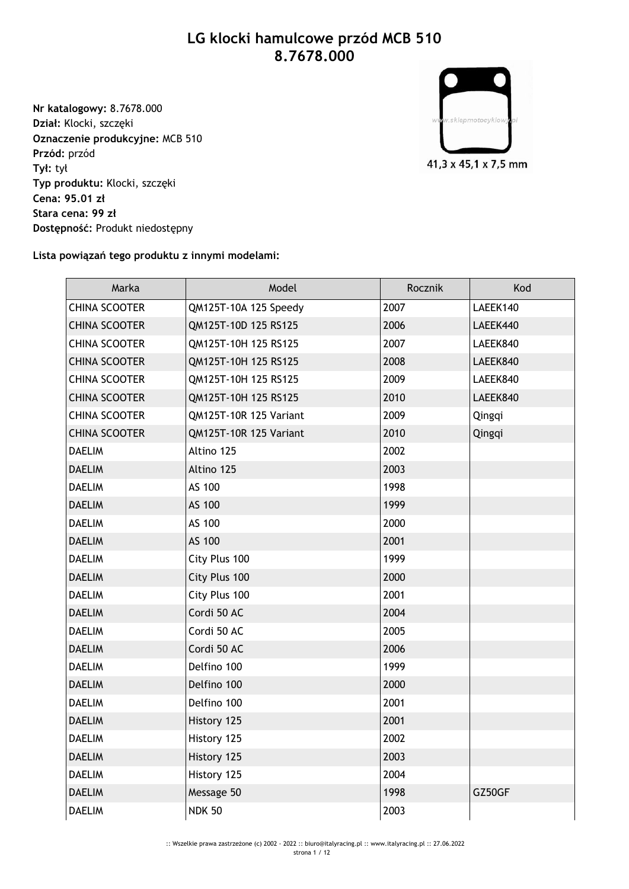# LG klocki hamulcowe przód MCB 510
# 8.7678.000

**Nr katalogowy:** 8.7678.000
**Dział:** Klocki, szczęki
**Oznaczenie produkcyjne:** MCB 510
**Przód:** przód
**Tył:** tył
**Typ produktu:** Klocki, szczęki
**Cena: 95.01 zł**
**Stara cena: 99 zł**
**Dostępność:** Produkt niedostępny

41,3 x 45,1 x 7,5 mm

**Lista powiązań tego produktu z innymi modelami:**

| Marka | Model | Rocznik | Kod |
|---|---|---|---|
| CHINA SCOOTER | QM125T-10A 125 Speedy | 2007 | LAEEK140 |
| CHINA SCOOTER | QM125T-10D 125 RS125 | 2006 | LAEEK440 |
| CHINA SCOOTER | QM125T-10H 125 RS125 | 2007 | LAEEK840 |
| CHINA SCOOTER | QM125T-10H 125 RS125 | 2008 | LAEEK840 |
| CHINA SCOOTER | QM125T-10H 125 RS125 | 2009 | LAEEK840 |
| CHINA SCOOTER | QM125T-10H 125 RS125 | 2010 | LAEEK840 |
| CHINA SCOOTER | QM125T-10R 125 Variant | 2009 | Qingqi |
| CHINA SCOOTER | QM125T-10R 125 Variant | 2010 | Qingqi |
| DAELIM | Altino 125 | 2002 | |
| DAELIM | Altino 125 | 2003 | |
| DAELIM | AS 100 | 1998 | |
| DAELIM | AS 100 | 1999 | |
| DAELIM | AS 100 | 2000 | |
| DAELIM | AS 100 | 2001 | |
| DAELIM | City Plus 100 | 1999 | |
| DAELIM | City Plus 100 | 2000 | |
| DAELIM | City Plus 100 | 2001 | |
| DAELIM | Cordi 50 AC | 2004 | |
| DAELIM | Cordi 50 AC | 2005 | |
| DAELIM | Cordi 50 AC | 2006 | |
| DAELIM | Delfino 100 | 1999 | |
| DAELIM | Delfino 100 | 2000 | |
| DAELIM | Delfino 100 | 2001 | |
| DAELIM | History 125 | 2001 | |
| DAELIM | History 125 | 2002 | |
| DAELIM | History 125 | 2003 | |
| DAELIM | History 125 | 2004 | |
| DAELIM | Message 50 | 1998 | GZ50GF |
| DAELIM | NDK 50 | 2003 | |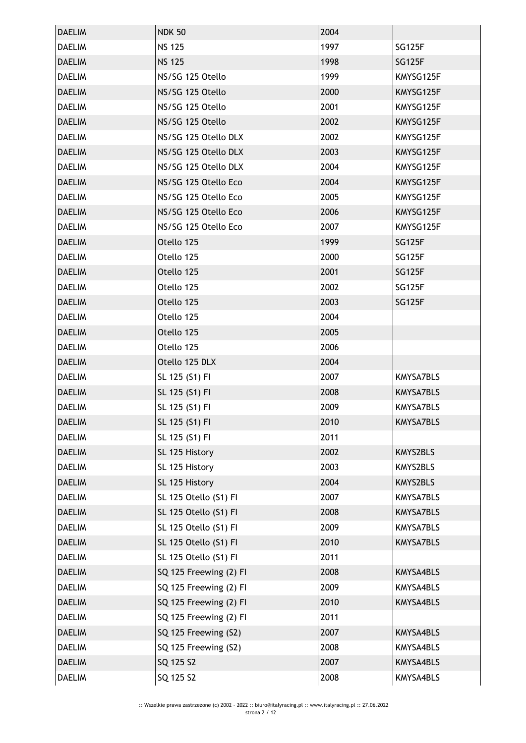| DAELIM | NDK 50 | 2004 | |
|---|---|---|---|
| DAELIM | NS 125 | 1997 | SG125F |
| DAELIM | NS 125 | 1998 | SG125F |
| DAELIM | NS/SG 125 Otello | 1999 | KMYSG125F |
| DAELIM | NS/SG 125 Otello | 2000 | KMYSG125F |
| DAELIM | NS/SG 125 Otello | 2001 | KMYSG125F |
| DAELIM | NS/SG 125 Otello | 2002 | KMYSG125F |
| DAELIM | NS/SG 125 Otello DLX | 2002 | KMYSG125F |
| DAELIM | NS/SG 125 Otello DLX | 2003 | KMYSG125F |
| DAELIM | NS/SG 125 Otello DLX | 2004 | KMYSG125F |
| DAELIM | NS/SG 125 Otello Eco | 2004 | KMYSG125F |
| DAELIM | NS/SG 125 Otello Eco | 2005 | KMYSG125F |
| DAELIM | NS/SG 125 Otello Eco | 2006 | KMYSG125F |
| DAELIM | NS/SG 125 Otello Eco | 2007 | KMYSG125F |
| DAELIM | Otello 125 | 1999 | SG125F |
| DAELIM | Otello 125 | 2000 | SG125F |
| DAELIM | Otello 125 | 2001 | SG125F |
| DAELIM | Otello 125 | 2002 | SG125F |
| DAELIM | Otello 125 | 2003 | SG125F |
| DAELIM | Otello 125 | 2004 | |
| DAELIM | Otello 125 | 2005 | |
| DAELIM | Otello 125 | 2006 | |
| DAELIM | Otello 125 DLX | 2004 | |
| DAELIM | SL 125 (S1) FI | 2007 | KMYSA7BLS |
| DAELIM | SL 125 (S1) FI | 2008 | KMYSA7BLS |
| DAELIM | SL 125 (S1) FI | 2009 | KMYSA7BLS |
| DAELIM | SL 125 (S1) FI | 2010 | KMYSA7BLS |
| DAELIM | SL 125 (S1) FI | 2011 | |
| DAELIM | SL 125 History | 2002 | KMYS2BLS |
| DAELIM | SL 125 History | 2003 | KMYS2BLS |
| DAELIM | SL 125 History | 2004 | KMYS2BLS |
| DAELIM | SL 125 Otello (S1) FI | 2007 | KMYSA7BLS |
| DAELIM | SL 125 Otello (S1) FI | 2008 | KMYSA7BLS |
| DAELIM | SL 125 Otello (S1) FI | 2009 | KMYSA7BLS |
| DAELIM | SL 125 Otello (S1) FI | 2010 | KMYSA7BLS |
| DAELIM | SL 125 Otello (S1) FI | 2011 | |
| DAELIM | SQ 125 Freewing (2) FI | 2008 | KMYSA4BLS |
| DAELIM | SQ 125 Freewing (2) FI | 2009 | KMYSA4BLS |
| DAELIM | SQ 125 Freewing (2) FI | 2010 | KMYSA4BLS |
| DAELIM | SQ 125 Freewing (2) FI | 2011 | |
| DAELIM | SQ 125 Freewing (S2) | 2007 | KMYSA4BLS |
| DAELIM | SQ 125 Freewing (S2) | 2008 | KMYSA4BLS |
| DAELIM | SQ 125 S2 | 2007 | KMYSA4BLS |
| DAELIM | SQ 125 S2 | 2008 | KMYSA4BLS |

:: Wszelkie prawa zastrzeżone (c) 2002 - 2022 :: biuro@italyracing.pl :: www.italyracing.pl :: 27.06.2022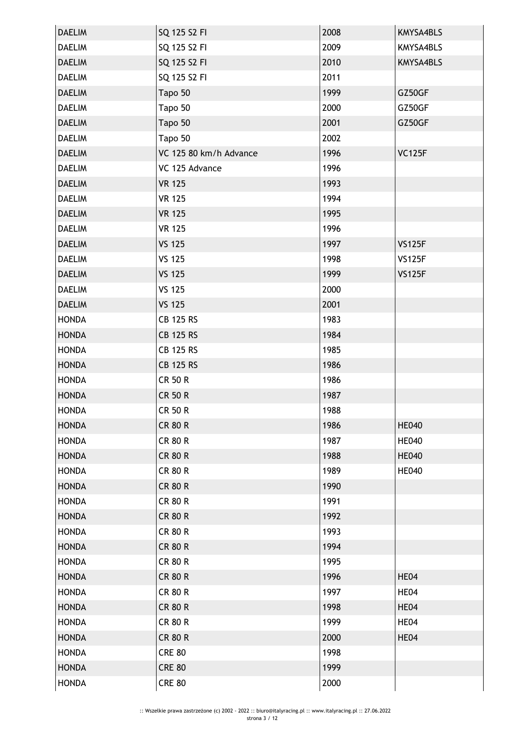| DAELIM | SQ 125 S2 FI | 2008 | KMYSA4BLS |
|---|---|---|---|
| DAELIM | SQ 125 S2 FI | 2009 | KMYSA4BLS |
| DAELIM | SQ 125 S2 FI | 2010 | KMYSA4BLS |
| DAELIM | SQ 125 S2 FI | 2011 | |
| DAELIM | Tapo 50 | 1999 | GZ50GF |
| DAELIM | Tapo 50 | 2000 | GZ50GF |
| DAELIM | Tapo 50 | 2001 | GZ50GF |
| DAELIM | Tapo 50 | 2002 | |
| DAELIM | VC 125 80 km/h Advance | 1996 | VC125F |
| DAELIM | VC 125 Advance | 1996 | |
| DAELIM | VR 125 | 1993 | |
| DAELIM | VR 125 | 1994 | |
| DAELIM | VR 125 | 1995 | |
| DAELIM | VR 125 | 1996 | |
| DAELIM | VS 125 | 1997 | VS125F |
| DAELIM | VS 125 | 1998 | VS125F |
| DAELIM | VS 125 | 1999 | VS125F |
| DAELIM | VS 125 | 2000 | |
| DAELIM | VS 125 | 2001 | |
| HONDA | CB 125 RS | 1983 | |
| HONDA | CB 125 RS | 1984 | |
| HONDA | CB 125 RS | 1985 | |
| HONDA | CB 125 RS | 1986 | |
| HONDA | CR 50 R | 1986 | |
| HONDA | CR 50 R | 1987 | |
| HONDA | CR 50 R | 1988 | |
| HONDA | CR 80 R | 1986 | HE040 |
| HONDA | CR 80 R | 1987 | HE040 |
| HONDA | CR 80 R | 1988 | HE040 |
| HONDA | CR 80 R | 1989 | HE040 |
| HONDA | CR 80 R | 1990 | |
| HONDA | CR 80 R | 1991 | |
| HONDA | CR 80 R | 1992 | |
| HONDA | CR 80 R | 1993 | |
| HONDA | CR 80 R | 1994 | |
| HONDA | CR 80 R | 1995 | |
| HONDA | CR 80 R | 1996 | HE04 |
| HONDA | CR 80 R | 1997 | HE04 |
| HONDA | CR 80 R | 1998 | HE04 |
| HONDA | CR 80 R | 1999 | HE04 |
| HONDA | CR 80 R | 2000 | HE04 |
| HONDA | CRE 80 | 1998 | |
| HONDA | CRE 80 | 1999 | |
| HONDA | CRE 80 | 2000 | |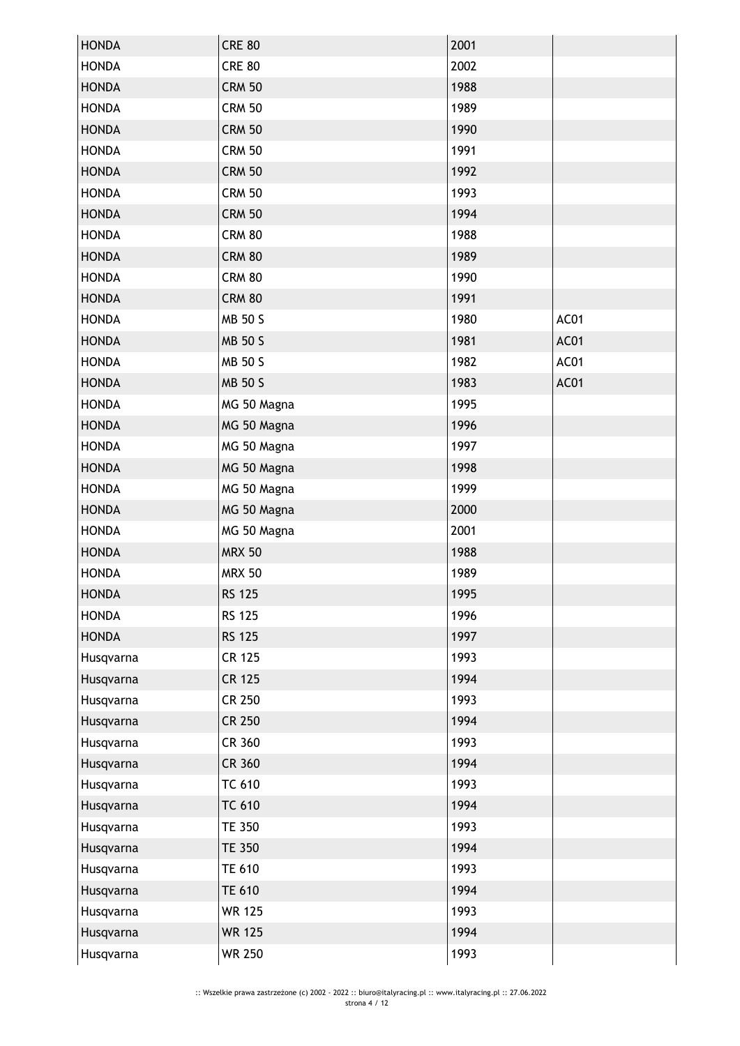| HONDA | CRE 80 | 2001 | |
|---|---|---|---|
| HONDA | CRE 80 | 2002 | |
| HONDA | CRM 50 | 1988 | |
| HONDA | CRM 50 | 1989 | |
| HONDA | CRM 50 | 1990 | |
| HONDA | CRM 50 | 1991 | |
| HONDA | CRM 50 | 1992 | |
| HONDA | CRM 50 | 1993 | |
| HONDA | CRM 50 | 1994 | |
| HONDA | CRM 80 | 1988 | |
| HONDA | CRM 80 | 1989 | |
| HONDA | CRM 80 | 1990 | |
| HONDA | CRM 80 | 1991 | |
| HONDA | MB 50 S | 1980 | AC01 |
| HONDA | MB 50 S | 1981 | AC01 |
| HONDA | MB 50 S | 1982 | AC01 |
| HONDA | MB 50 S | 1983 | AC01 |
| HONDA | MG 50 Magna | 1995 | |
| HONDA | MG 50 Magna | 1996 | |
| HONDA | MG 50 Magna | 1997 | |
| HONDA | MG 50 Magna | 1998 | |
| HONDA | MG 50 Magna | 1999 | |
| HONDA | MG 50 Magna | 2000 | |
| HONDA | MG 50 Magna | 2001 | |
| HONDA | MRX 50 | 1988 | |
| HONDA | MRX 50 | 1989 | |
| HONDA | RS 125 | 1995 | |
| HONDA | RS 125 | 1996 | |
| HONDA | RS 125 | 1997 | |
| Husqvarna | CR 125 | 1993 | |
| Husqvarna | CR 125 | 1994 | |
| Husqvarna | CR 250 | 1993 | |
| Husqvarna | CR 250 | 1994 | |
| Husqvarna | CR 360 | 1993 | |
| Husqvarna | CR 360 | 1994 | |
| Husqvarna | TC 610 | 1993 | |
| Husqvarna | TC 610 | 1994 | |
| Husqvarna | TE 350 | 1993 | |
| Husqvarna | TE 350 | 1994 | |
| Husqvarna | TE 610 | 1993 | |
| Husqvarna | TE 610 | 1994 | |
| Husqvarna | WR 125 | 1993 | |
| Husqvarna | WR 125 | 1994 | |
| Husqvarna | WR 250 | 1993 | |

:: Wszelkie prawa zastrzeżone (c) 2002 - 2022 :: biuro@italyracing.pl :: www.italyracing.pl :: 27.06.2022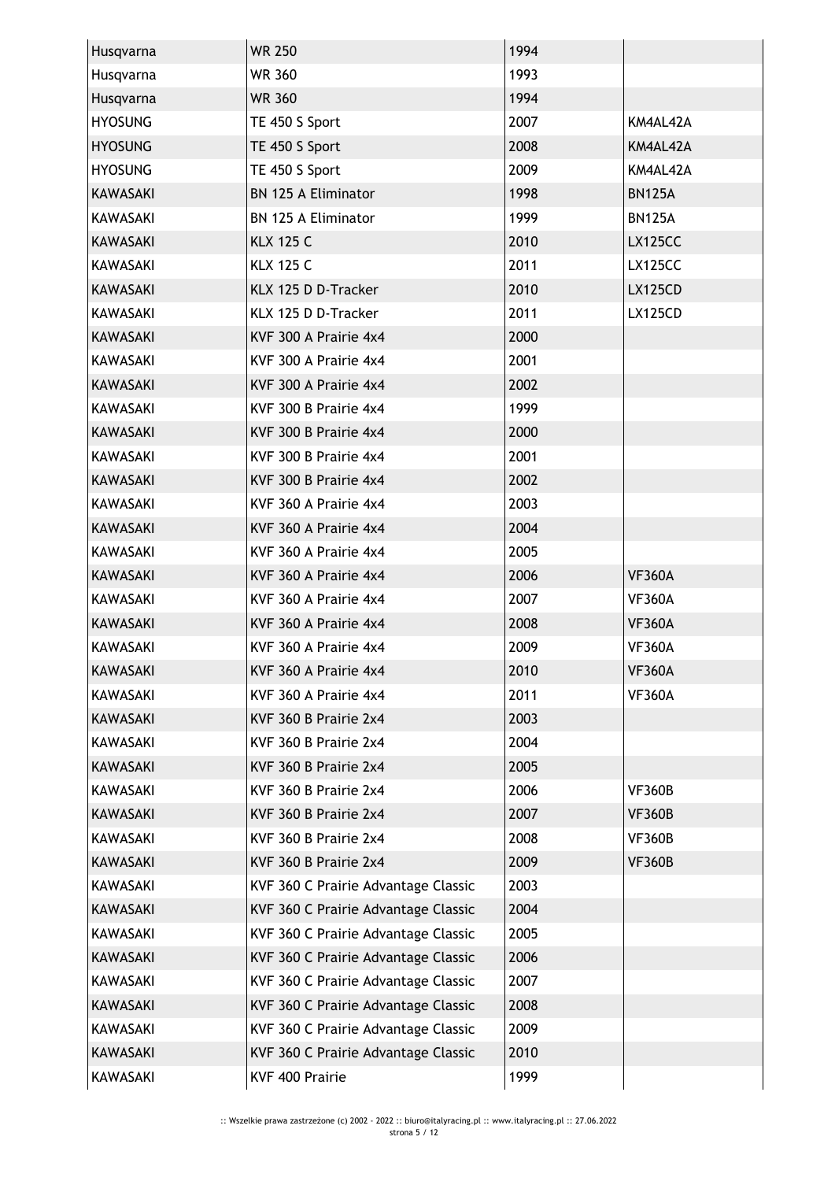| | | | |
|---|---|---|---|
| Husqvarna | WR 250 | 1994 | |
| Husqvarna | WR 360 | 1993 | |
| Husqvarna | WR 360 | 1994 | |
| HYOSUNG | TE 450 S Sport | 2007 | KM4AL42A |
| HYOSUNG | TE 450 S Sport | 2008 | KM4AL42A |
| HYOSUNG | TE 450 S Sport | 2009 | KM4AL42A |
| KAWASAKI | BN 125 A Eliminator | 1998 | BN125A |
| KAWASAKI | BN 125 A Eliminator | 1999 | BN125A |
| KAWASAKI | KLX 125 C | 2010 | LX125CC |
| KAWASAKI | KLX 125 C | 2011 | LX125CC |
| KAWASAKI | KLX 125 D D-Tracker | 2010 | LX125CD |
| KAWASAKI | KLX 125 D D-Tracker | 2011 | LX125CD |
| KAWASAKI | KVF 300 A Prairie 4x4 | 2000 | |
| KAWASAKI | KVF 300 A Prairie 4x4 | 2001 | |
| KAWASAKI | KVF 300 A Prairie 4x4 | 2002 | |
| KAWASAKI | KVF 300 B Prairie 4x4 | 1999 | |
| KAWASAKI | KVF 300 B Prairie 4x4 | 2000 | |
| KAWASAKI | KVF 300 B Prairie 4x4 | 2001 | |
| KAWASAKI | KVF 300 B Prairie 4x4 | 2002 | |
| KAWASAKI | KVF 360 A Prairie 4x4 | 2003 | |
| KAWASAKI | KVF 360 A Prairie 4x4 | 2004 | |
| KAWASAKI | KVF 360 A Prairie 4x4 | 2005 | |
| KAWASAKI | KVF 360 A Prairie 4x4 | 2006 | VF360A |
| KAWASAKI | KVF 360 A Prairie 4x4 | 2007 | VF360A |
| KAWASAKI | KVF 360 A Prairie 4x4 | 2008 | VF360A |
| KAWASAKI | KVF 360 A Prairie 4x4 | 2009 | VF360A |
| KAWASAKI | KVF 360 A Prairie 4x4 | 2010 | VF360A |
| KAWASAKI | KVF 360 A Prairie 4x4 | 2011 | VF360A |
| KAWASAKI | KVF 360 B Prairie 2x4 | 2003 | |
| KAWASAKI | KVF 360 B Prairie 2x4 | 2004 | |
| KAWASAKI | KVF 360 B Prairie 2x4 | 2005 | |
| KAWASAKI | KVF 360 B Prairie 2x4 | 2006 | VF360B |
| KAWASAKI | KVF 360 B Prairie 2x4 | 2007 | VF360B |
| KAWASAKI | KVF 360 B Prairie 2x4 | 2008 | VF360B |
| KAWASAKI | KVF 360 B Prairie 2x4 | 2009 | VF360B |
| KAWASAKI | KVF 360 C Prairie Advantage Classic | 2003 | |
| KAWASAKI | KVF 360 C Prairie Advantage Classic | 2004 | |
| KAWASAKI | KVF 360 C Prairie Advantage Classic | 2005 | |
| KAWASAKI | KVF 360 C Prairie Advantage Classic | 2006 | |
| KAWASAKI | KVF 360 C Prairie Advantage Classic | 2007 | |
| KAWASAKI | KVF 360 C Prairie Advantage Classic | 2008 | |
| KAWASAKI | KVF 360 C Prairie Advantage Classic | 2009 | |
| KAWASAKI | KVF 360 C Prairie Advantage Classic | 2010 | |
| KAWASAKI | KVF 400 Prairie | 1999 | |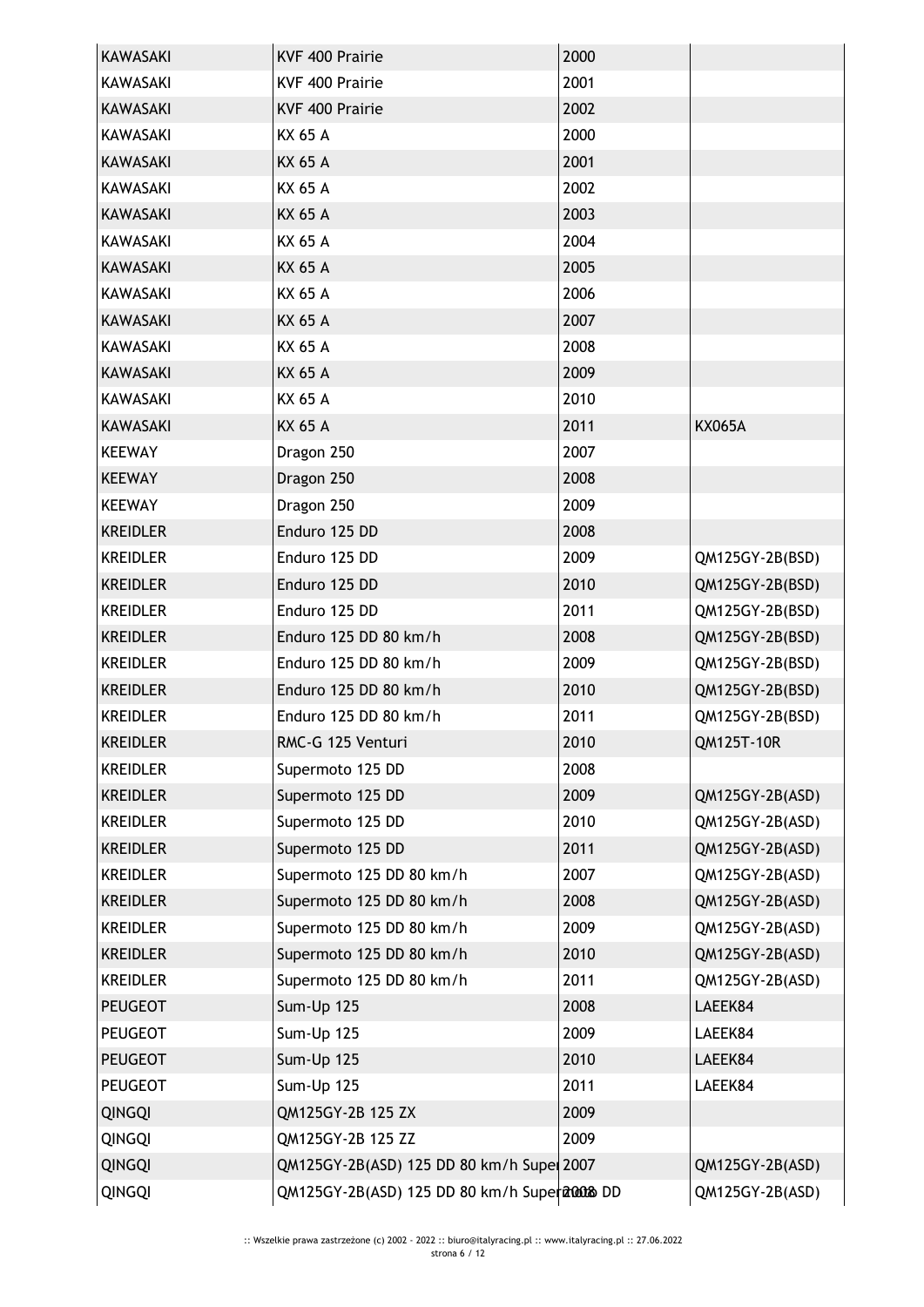| | | | |
|---|---|---|---|
| KAWASAKI | KVF 400 Prairie | 2000 | |
| KAWASAKI | KVF 400 Prairie | 2001 | |
| KAWASAKI | KVF 400 Prairie | 2002 | |
| KAWASAKI | KX 65 A | 2000 | |
| KAWASAKI | KX 65 A | 2001 | |
| KAWASAKI | KX 65 A | 2002 | |
| KAWASAKI | KX 65 A | 2003 | |
| KAWASAKI | KX 65 A | 2004 | |
| KAWASAKI | KX 65 A | 2005 | |
| KAWASAKI | KX 65 A | 2006 | |
| KAWASAKI | KX 65 A | 2007 | |
| KAWASAKI | KX 65 A | 2008 | |
| KAWASAKI | KX 65 A | 2009 | |
| KAWASAKI | KX 65 A | 2010 | |
| KAWASAKI | KX 65 A | 2011 | KX065A |
| KEEWAY | Dragon 250 | 2007 | |
| KEEWAY | Dragon 250 | 2008 | |
| KEEWAY | Dragon 250 | 2009 | |
| KREIDLER | Enduro 125 DD | 2008 | |
| KREIDLER | Enduro 125 DD | 2009 | QM125GY-2B(BSD) |
| KREIDLER | Enduro 125 DD | 2010 | QM125GY-2B(BSD) |
| KREIDLER | Enduro 125 DD | 2011 | QM125GY-2B(BSD) |
| KREIDLER | Enduro 125 DD 80 km/h | 2008 | QM125GY-2B(BSD) |
| KREIDLER | Enduro 125 DD 80 km/h | 2009 | QM125GY-2B(BSD) |
| KREIDLER | Enduro 125 DD 80 km/h | 2010 | QM125GY-2B(BSD) |
| KREIDLER | Enduro 125 DD 80 km/h | 2011 | QM125GY-2B(BSD) |
| KREIDLER | RMC-G 125 Venturi | 2010 | QM125T-10R |
| KREIDLER | Supermoto 125 DD | 2008 | |
| KREIDLER | Supermoto 125 DD | 2009 | QM125GY-2B(ASD) |
| KREIDLER | Supermoto 125 DD | 2010 | QM125GY-2B(ASD) |
| KREIDLER | Supermoto 125 DD | 2011 | QM125GY-2B(ASD) |
| KREIDLER | Supermoto 125 DD 80 km/h | 2007 | QM125GY-2B(ASD) |
| KREIDLER | Supermoto 125 DD 80 km/h | 2008 | QM125GY-2B(ASD) |
| KREIDLER | Supermoto 125 DD 80 km/h | 2009 | QM125GY-2B(ASD) |
| KREIDLER | Supermoto 125 DD 80 km/h | 2010 | QM125GY-2B(ASD) |
| KREIDLER | Supermoto 125 DD 80 km/h | 2011 | QM125GY-2B(ASD) |
| PEUGEOT | Sum-Up 125 | 2008 | LAEEK84 |
| PEUGEOT | Sum-Up 125 | 2009 | LAEEK84 |
| PEUGEOT | Sum-Up 125 | 2010 | LAEEK84 |
| PEUGEOT | Sum-Up 125 | 2011 | LAEEK84 |
| QINGQI | QM125GY-2B 125 ZX | 2009 | |
| QINGQI | QM125GY-2B 125 ZZ | 2009 | |
| QINGQI | QM125GY-2B(ASD) 125 DD 80 km/h Super | 2007 | QM125GY-2B(ASD) |
| QINGQI | QM125GY-2B(ASD) 125 DD 80 km/h Super DD | 2008 | QM125GY-2B(ASD) |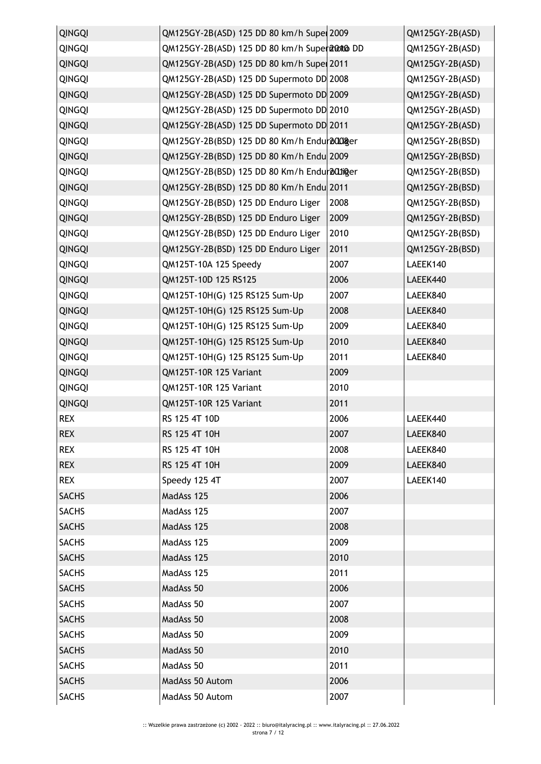| | | | |
|---|---|---|---|
| QINGQI | QM125GY-2B(ASD) 125 DD 80 km/h Super | 2009 | QM125GY-2B(ASD) |
| QINGQI | QM125GY-2B(ASD) 125 DD 80 km/h Supermoto DD | 2010 | QM125GY-2B(ASD) |
| QINGQI | QM125GY-2B(ASD) 125 DD 80 km/h Super | 2011 | QM125GY-2B(ASD) |
| QINGQI | QM125GY-2B(ASD) 125 DD Supermoto DD | 2008 | QM125GY-2B(ASD) |
| QINGQI | QM125GY-2B(ASD) 125 DD Supermoto DD | 2009 | QM125GY-2B(ASD) |
| QINGQI | QM125GY-2B(ASD) 125 DD Supermoto DD | 2010 | QM125GY-2B(ASD) |
| QINGQI | QM125GY-2B(ASD) 125 DD Supermoto DD | 2011 | QM125GY-2B(ASD) |
| QINGQI | QM125GY-2B(BSD) 125 DD 80 Km/h Enduro Liger | 2008 | QM125GY-2B(BSD) |
| QINGQI | QM125GY-2B(BSD) 125 DD 80 Km/h Endu | 2009 | QM125GY-2B(BSD) |
| QINGQI | QM125GY-2B(BSD) 125 DD 80 Km/h Enduro Liger | 2010 | QM125GY-2B(BSD) |
| QINGQI | QM125GY-2B(BSD) 125 DD 80 Km/h Endu | 2011 | QM125GY-2B(BSD) |
| QINGQI | QM125GY-2B(BSD) 125 DD Enduro Liger | 2008 | QM125GY-2B(BSD) |
| QINGQI | QM125GY-2B(BSD) 125 DD Enduro Liger | 2009 | QM125GY-2B(BSD) |
| QINGQI | QM125GY-2B(BSD) 125 DD Enduro Liger | 2010 | QM125GY-2B(BSD) |
| QINGQI | QM125GY-2B(BSD) 125 DD Enduro Liger | 2011 | QM125GY-2B(BSD) |
| QINGQI | QM125T-10A 125 Speedy | 2007 | LAEEK140 |
| QINGQI | QM125T-10D 125 RS125 | 2006 | LAEEK440 |
| QINGQI | QM125T-10H(G) 125 RS125 Sum-Up | 2007 | LAEEK840 |
| QINGQI | QM125T-10H(G) 125 RS125 Sum-Up | 2008 | LAEEK840 |
| QINGQI | QM125T-10H(G) 125 RS125 Sum-Up | 2009 | LAEEK840 |
| QINGQI | QM125T-10H(G) 125 RS125 Sum-Up | 2010 | LAEEK840 |
| QINGQI | QM125T-10H(G) 125 RS125 Sum-Up | 2011 | LAEEK840 |
| QINGQI | QM125T-10R 125 Variant | 2009 | |
| QINGQI | QM125T-10R 125 Variant | 2010 | |
| QINGQI | QM125T-10R 125 Variant | 2011 | |
| REX | RS 125 4T 10D | 2006 | LAEEK440 |
| REX | RS 125 4T 10H | 2007 | LAEEK840 |
| REX | RS 125 4T 10H | 2008 | LAEEK840 |
| REX | RS 125 4T 10H | 2009 | LAEEK840 |
| REX | Speedy 125 4T | 2007 | LAEEK140 |
| SACHS | MadAss 125 | 2006 | |
| SACHS | MadAss 125 | 2007 | |
| SACHS | MadAss 125 | 2008 | |
| SACHS | MadAss 125 | 2009 | |
| SACHS | MadAss 125 | 2010 | |
| SACHS | MadAss 125 | 2011 | |
| SACHS | MadAss 50 | 2006 | |
| SACHS | MadAss 50 | 2007 | |
| SACHS | MadAss 50 | 2008 | |
| SACHS | MadAss 50 | 2009 | |
| SACHS | MadAss 50 | 2010 | |
| SACHS | MadAss 50 | 2011 | |
| SACHS | MadAss 50 Autom | 2006 | |
| SACHS | MadAss 50 Autom | 2007 | |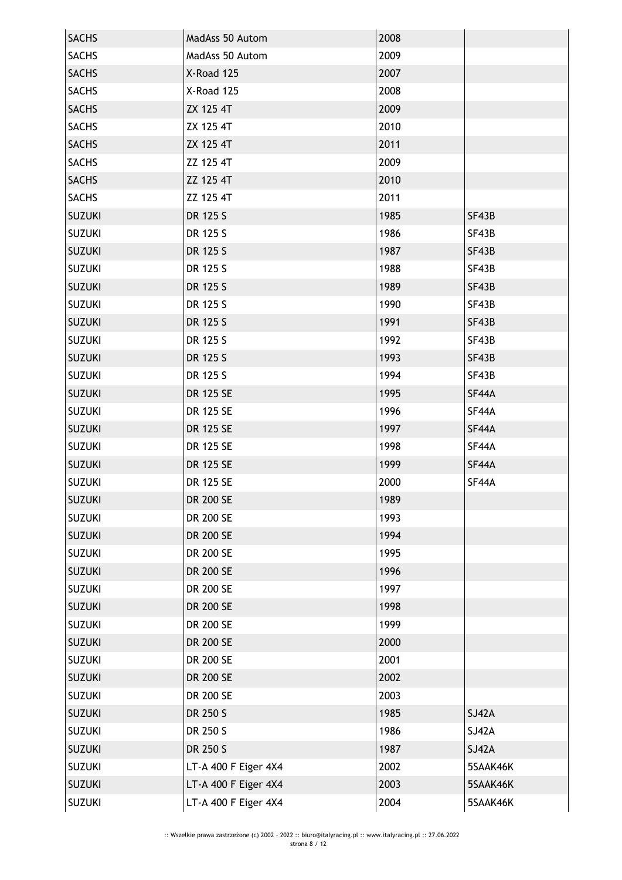| SACHS | MadAss 50 Autom | 2008 | |
|---|---|---|---|
| SACHS | MadAss 50 Autom | 2009 | |
| SACHS | X-Road 125 | 2007 | |
| SACHS | X-Road 125 | 2008 | |
| SACHS | ZX 125 4T | 2009 | |
| SACHS | ZX 125 4T | 2010 | |
| SACHS | ZX 125 4T | 2011 | |
| SACHS | ZZ 125 4T | 2009 | |
| SACHS | ZZ 125 4T | 2010 | |
| SACHS | ZZ 125 4T | 2011 | |
| SUZUKI | DR 125 S | 1985 | SF43B |
| SUZUKI | DR 125 S | 1986 | SF43B |
| SUZUKI | DR 125 S | 1987 | SF43B |
| SUZUKI | DR 125 S | 1988 | SF43B |
| SUZUKI | DR 125 S | 1989 | SF43B |
| SUZUKI | DR 125 S | 1990 | SF43B |
| SUZUKI | DR 125 S | 1991 | SF43B |
| SUZUKI | DR 125 S | 1992 | SF43B |
| SUZUKI | DR 125 S | 1993 | SF43B |
| SUZUKI | DR 125 S | 1994 | SF43B |
| SUZUKI | DR 125 SE | 1995 | SF44A |
| SUZUKI | DR 125 SE | 1996 | SF44A |
| SUZUKI | DR 125 SE | 1997 | SF44A |
| SUZUKI | DR 125 SE | 1998 | SF44A |
| SUZUKI | DR 125 SE | 1999 | SF44A |
| SUZUKI | DR 125 SE | 2000 | SF44A |
| SUZUKI | DR 200 SE | 1989 | |
| SUZUKI | DR 200 SE | 1993 | |
| SUZUKI | DR 200 SE | 1994 | |
| SUZUKI | DR 200 SE | 1995 | |
| SUZUKI | DR 200 SE | 1996 | |
| SUZUKI | DR 200 SE | 1997 | |
| SUZUKI | DR 200 SE | 1998 | |
| SUZUKI | DR 200 SE | 1999 | |
| SUZUKI | DR 200 SE | 2000 | |
| SUZUKI | DR 200 SE | 2001 | |
| SUZUKI | DR 200 SE | 2002 | |
| SUZUKI | DR 200 SE | 2003 | |
| SUZUKI | DR 250 S | 1985 | SJ42A |
| SUZUKI | DR 250 S | 1986 | SJ42A |
| SUZUKI | DR 250 S | 1987 | SJ42A |
| SUZUKI | LT-A 400 F Eiger 4X4 | 2002 | 5SAAK46K |
| SUZUKI | LT-A 400 F Eiger 4X4 | 2003 | 5SAAK46K |
| SUZUKI | LT-A 400 F Eiger 4X4 | 2004 | 5SAAK46K |

:: Wszelkie prawa zastrzeżone (c) 2002 - 2022 :: biuro@italyracing.pl :: www.italyracing.pl :: 27.06.2022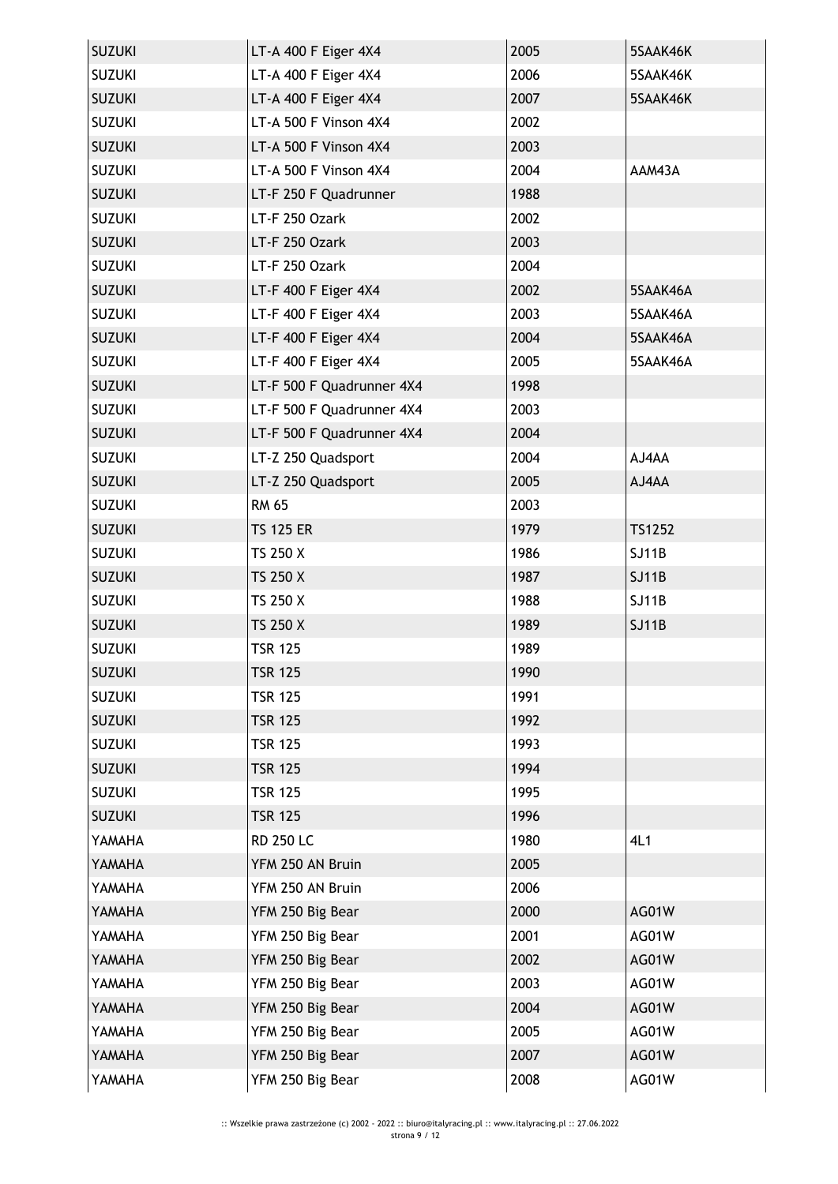| SUZUKI | LT-A 400 F Eiger 4X4 | 2005 | 5SAAK46K |
|---|---|---|---|
| SUZUKI | LT-A 400 F Eiger 4X4 | 2006 | 5SAAK46K |
| SUZUKI | LT-A 400 F Eiger 4X4 | 2007 | 5SAAK46K |
| SUZUKI | LT-A 500 F Vinson 4X4 | 2002 | |
| SUZUKI | LT-A 500 F Vinson 4X4 | 2003 | |
| SUZUKI | LT-A 500 F Vinson 4X4 | 2004 | AAM43A |
| SUZUKI | LT-F 250 F Quadrunner | 1988 | |
| SUZUKI | LT-F 250 Ozark | 2002 | |
| SUZUKI | LT-F 250 Ozark | 2003 | |
| SUZUKI | LT-F 250 Ozark | 2004 | |
| SUZUKI | LT-F 400 F Eiger 4X4 | 2002 | 5SAAK46A |
| SUZUKI | LT-F 400 F Eiger 4X4 | 2003 | 5SAAK46A |
| SUZUKI | LT-F 400 F Eiger 4X4 | 2004 | 5SAAK46A |
| SUZUKI | LT-F 400 F Eiger 4X4 | 2005 | 5SAAK46A |
| SUZUKI | LT-F 500 F Quadrunner 4X4 | 1998 | |
| SUZUKI | LT-F 500 F Quadrunner 4X4 | 2003 | |
| SUZUKI | LT-F 500 F Quadrunner 4X4 | 2004 | |
| SUZUKI | LT-Z 250 Quadsport | 2004 | AJ4AA |
| SUZUKI | LT-Z 250 Quadsport | 2005 | AJ4AA |
| SUZUKI | RM 65 | 2003 | |
| SUZUKI | TS 125 ER | 1979 | TS1252 |
| SUZUKI | TS 250 X | 1986 | SJ11B |
| SUZUKI | TS 250 X | 1987 | SJ11B |
| SUZUKI | TS 250 X | 1988 | SJ11B |
| SUZUKI | TS 250 X | 1989 | SJ11B |
| SUZUKI | TSR 125 | 1989 | |
| SUZUKI | TSR 125 | 1990 | |
| SUZUKI | TSR 125 | 1991 | |
| SUZUKI | TSR 125 | 1992 | |
| SUZUKI | TSR 125 | 1993 | |
| SUZUKI | TSR 125 | 1994 | |
| SUZUKI | TSR 125 | 1995 | |
| SUZUKI | TSR 125 | 1996 | |
| YAMAHA | RD 250 LC | 1980 | 4L1 |
| YAMAHA | YFM 250 AN Bruin | 2005 | |
| YAMAHA | YFM 250 AN Bruin | 2006 | |
| YAMAHA | YFM 250 Big Bear | 2000 | AG01W |
| YAMAHA | YFM 250 Big Bear | 2001 | AG01W |
| YAMAHA | YFM 250 Big Bear | 2002 | AG01W |
| YAMAHA | YFM 250 Big Bear | 2003 | AG01W |
| YAMAHA | YFM 250 Big Bear | 2004 | AG01W |
| YAMAHA | YFM 250 Big Bear | 2005 | AG01W |
| YAMAHA | YFM 250 Big Bear | 2007 | AG01W |
| YAMAHA | YFM 250 Big Bear | 2008 | AG01W |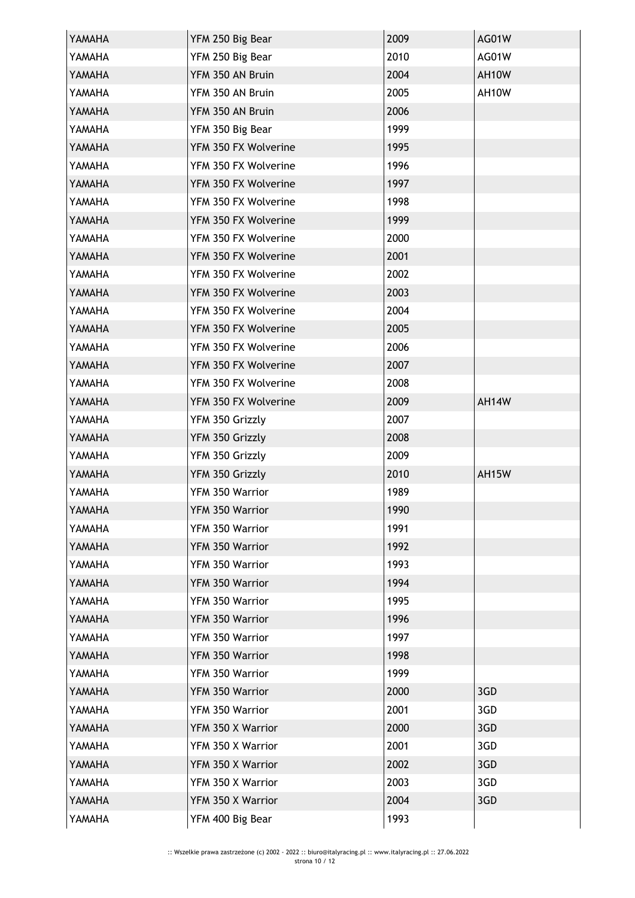| YAMAHA | YFM 250 Big Bear | 2009 | AG01W |
|---|---|---|---|
| YAMAHA | YFM 250 Big Bear | 2010 | AG01W |
| YAMAHA | YFM 350 AN Bruin | 2004 | AH10W |
| YAMAHA | YFM 350 AN Bruin | 2005 | AH10W |
| YAMAHA | YFM 350 AN Bruin | 2006 | |
| YAMAHA | YFM 350 Big Bear | 1999 | |
| YAMAHA | YFM 350 FX Wolverine | 1995 | |
| YAMAHA | YFM 350 FX Wolverine | 1996 | |
| YAMAHA | YFM 350 FX Wolverine | 1997 | |
| YAMAHA | YFM 350 FX Wolverine | 1998 | |
| YAMAHA | YFM 350 FX Wolverine | 1999 | |
| YAMAHA | YFM 350 FX Wolverine | 2000 | |
| YAMAHA | YFM 350 FX Wolverine | 2001 | |
| YAMAHA | YFM 350 FX Wolverine | 2002 | |
| YAMAHA | YFM 350 FX Wolverine | 2003 | |
| YAMAHA | YFM 350 FX Wolverine | 2004 | |
| YAMAHA | YFM 350 FX Wolverine | 2005 | |
| YAMAHA | YFM 350 FX Wolverine | 2006 | |
| YAMAHA | YFM 350 FX Wolverine | 2007 | |
| YAMAHA | YFM 350 FX Wolverine | 2008 | |
| YAMAHA | YFM 350 FX Wolverine | 2009 | AH14W |
| YAMAHA | YFM 350 Grizzly | 2007 | |
| YAMAHA | YFM 350 Grizzly | 2008 | |
| YAMAHA | YFM 350 Grizzly | 2009 | |
| YAMAHA | YFM 350 Grizzly | 2010 | AH15W |
| YAMAHA | YFM 350 Warrior | 1989 | |
| YAMAHA | YFM 350 Warrior | 1990 | |
| YAMAHA | YFM 350 Warrior | 1991 | |
| YAMAHA | YFM 350 Warrior | 1992 | |
| YAMAHA | YFM 350 Warrior | 1993 | |
| YAMAHA | YFM 350 Warrior | 1994 | |
| YAMAHA | YFM 350 Warrior | 1995 | |
| YAMAHA | YFM 350 Warrior | 1996 | |
| YAMAHA | YFM 350 Warrior | 1997 | |
| YAMAHA | YFM 350 Warrior | 1998 | |
| YAMAHA | YFM 350 Warrior | 1999 | |
| YAMAHA | YFM 350 Warrior | 2000 | 3GD |
| YAMAHA | YFM 350 Warrior | 2001 | 3GD |
| YAMAHA | YFM 350 X Warrior | 2000 | 3GD |
| YAMAHA | YFM 350 X Warrior | 2001 | 3GD |
| YAMAHA | YFM 350 X Warrior | 2002 | 3GD |
| YAMAHA | YFM 350 X Warrior | 2003 | 3GD |
| YAMAHA | YFM 350 X Warrior | 2004 | 3GD |
| YAMAHA | YFM 400 Big Bear | 1993 | |

:: Wszelkie prawa zastrzeżone (c) 2002 - 2022 :: biuro@italyracing.pl :: www.italyracing.pl :: 27.06.2022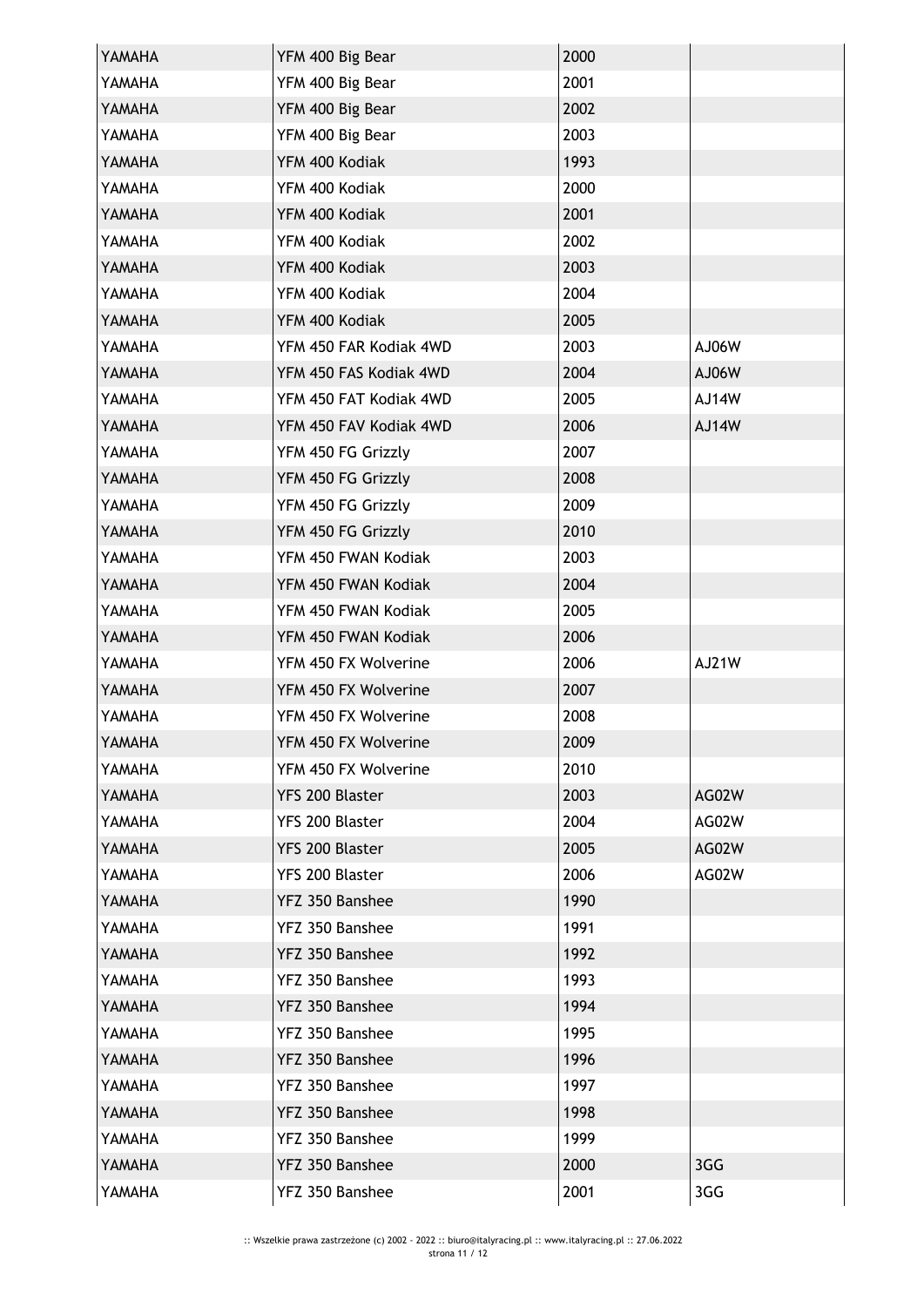| | | | |
|---|---|---|---|
| YAMAHA | YFM 400 Big Bear | 2000 | |
| YAMAHA | YFM 400 Big Bear | 2001 | |
| YAMAHA | YFM 400 Big Bear | 2002 | |
| YAMAHA | YFM 400 Big Bear | 2003 | |
| YAMAHA | YFM 400 Kodiak | 1993 | |
| YAMAHA | YFM 400 Kodiak | 2000 | |
| YAMAHA | YFM 400 Kodiak | 2001 | |
| YAMAHA | YFM 400 Kodiak | 2002 | |
| YAMAHA | YFM 400 Kodiak | 2003 | |
| YAMAHA | YFM 400 Kodiak | 2004 | |
| YAMAHA | YFM 400 Kodiak | 2005 | |
| YAMAHA | YFM 450 FAR Kodiak 4WD | 2003 | AJ06W |
| YAMAHA | YFM 450 FAS Kodiak 4WD | 2004 | AJ06W |
| YAMAHA | YFM 450 FAT Kodiak 4WD | 2005 | AJ14W |
| YAMAHA | YFM 450 FAV Kodiak 4WD | 2006 | AJ14W |
| YAMAHA | YFM 450 FG Grizzly | 2007 | |
| YAMAHA | YFM 450 FG Grizzly | 2008 | |
| YAMAHA | YFM 450 FG Grizzly | 2009 | |
| YAMAHA | YFM 450 FG Grizzly | 2010 | |
| YAMAHA | YFM 450 FWAN Kodiak | 2003 | |
| YAMAHA | YFM 450 FWAN Kodiak | 2004 | |
| YAMAHA | YFM 450 FWAN Kodiak | 2005 | |
| YAMAHA | YFM 450 FWAN Kodiak | 2006 | |
| YAMAHA | YFM 450 FX Wolverine | 2006 | AJ21W |
| YAMAHA | YFM 450 FX Wolverine | 2007 | |
| YAMAHA | YFM 450 FX Wolverine | 2008 | |
| YAMAHA | YFM 450 FX Wolverine | 2009 | |
| YAMAHA | YFM 450 FX Wolverine | 2010 | |
| YAMAHA | YFS 200 Blaster | 2003 | AG02W |
| YAMAHA | YFS 200 Blaster | 2004 | AG02W |
| YAMAHA | YFS 200 Blaster | 2005 | AG02W |
| YAMAHA | YFS 200 Blaster | 2006 | AG02W |
| YAMAHA | YFZ 350 Banshee | 1990 | |
| YAMAHA | YFZ 350 Banshee | 1991 | |
| YAMAHA | YFZ 350 Banshee | 1992 | |
| YAMAHA | YFZ 350 Banshee | 1993 | |
| YAMAHA | YFZ 350 Banshee | 1994 | |
| YAMAHA | YFZ 350 Banshee | 1995 | |
| YAMAHA | YFZ 350 Banshee | 1996 | |
| YAMAHA | YFZ 350 Banshee | 1997 | |
| YAMAHA | YFZ 350 Banshee | 1998 | |
| YAMAHA | YFZ 350 Banshee | 1999 | |
| YAMAHA | YFZ 350 Banshee | 2000 | 3GG |
| YAMAHA | YFZ 350 Banshee | 2001 | 3GG |

:: Wszelkie prawa zastrzeżone (c) 2002 - 2022 :: biuro@italyracing.pl :: www.italyracing.pl :: 27.06.2022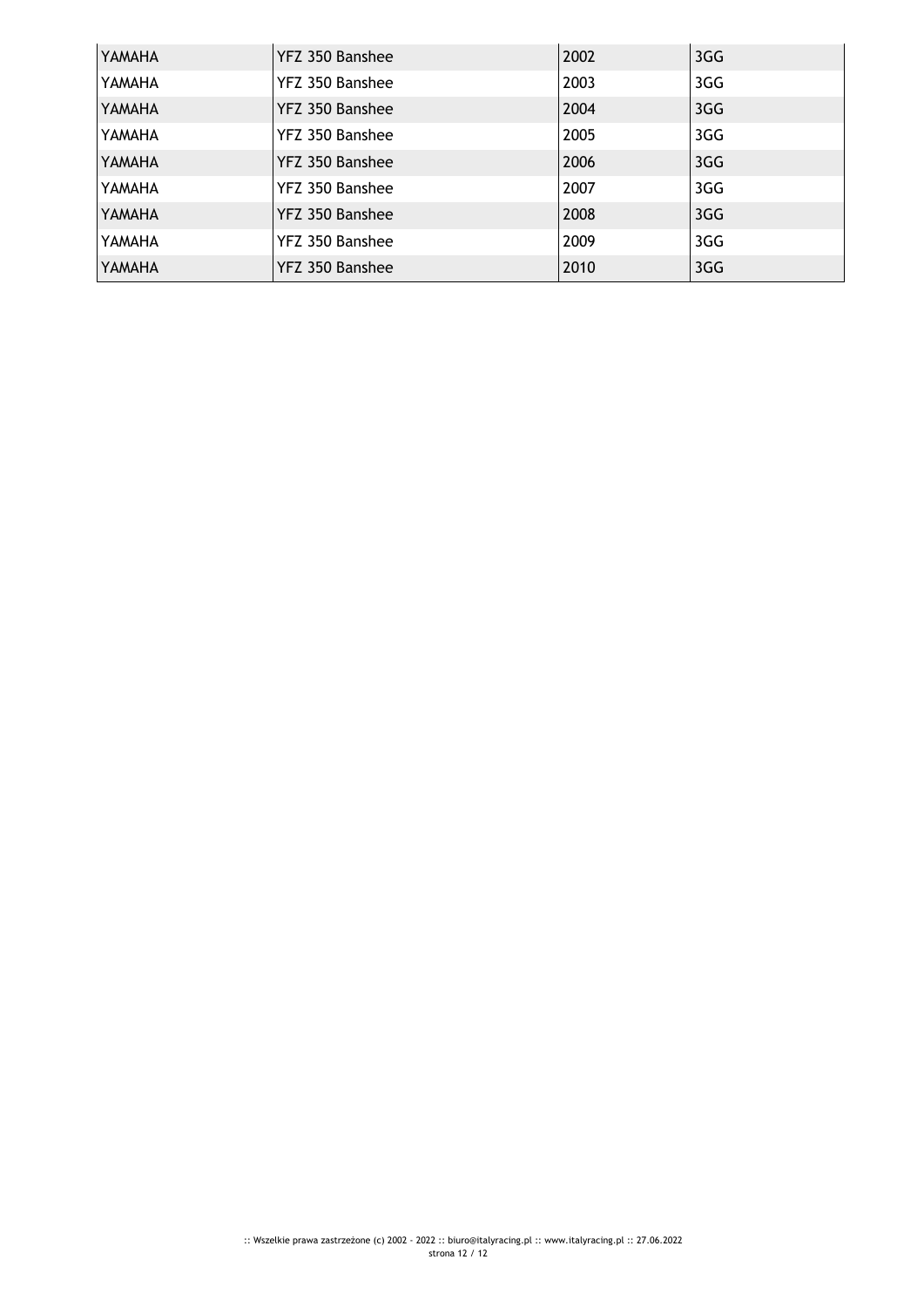| | | | |
|---|---|---|---|
| YAMAHA | YFZ 350 Banshee | 2002 | 3GG |
| YAMAHA | YFZ 350 Banshee | 2003 | 3GG |
| YAMAHA | YFZ 350 Banshee | 2004 | 3GG |
| YAMAHA | YFZ 350 Banshee | 2005 | 3GG |
| YAMAHA | YFZ 350 Banshee | 2006 | 3GG |
| YAMAHA | YFZ 350 Banshee | 2007 | 3GG |
| YAMAHA | YFZ 350 Banshee | 2008 | 3GG |
| YAMAHA | YFZ 350 Banshee | 2009 | 3GG |
| YAMAHA | YFZ 350 Banshee | 2010 | 3GG |